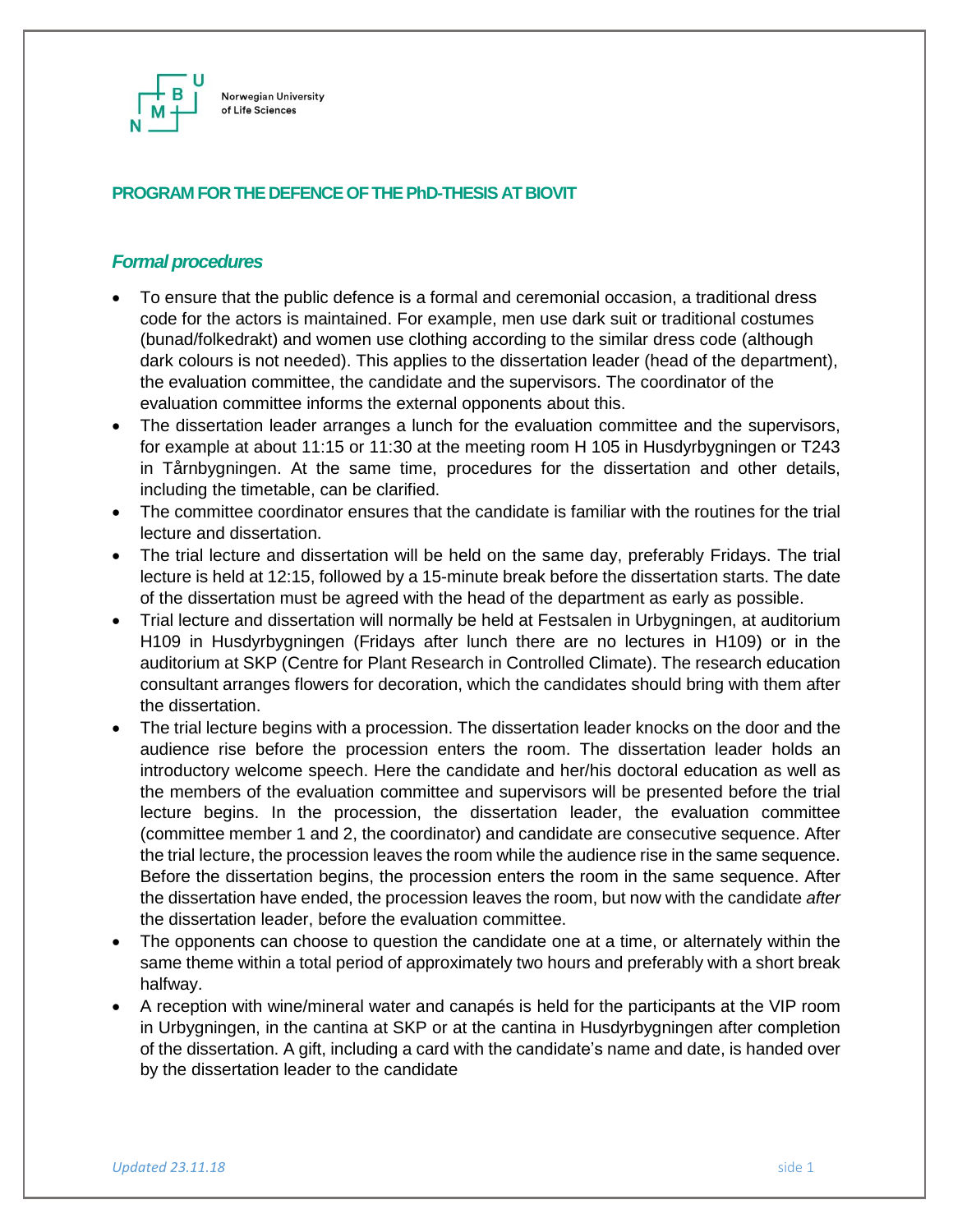## PROGRAM FOR THE DEFENCE OF THE PhD-THESIS AT BIOVIT

### *Formal procedures*

- To ensure that the public defence is a formal and ceremonial occasion, a traditional dress code for the actors is maintained. For example, men use dark suit or traditional costumes (bunad/folkedrakt) and women use clothing according to the similar dress code (although dark colours is not needed). This applies to the dissertation leader (head of the department), the evaluation committee, the candidate and the supervisors. The coordinator of the evaluation committee informs the external opponents about this.
- The dissertation leader arranges a lunch for the evaluation committee and the supervisors, for example at about 11:15 or 11:30 at the meeting room H 105 in Husdyrbygningen or T243 in Tårnbygningen. At the same time, procedures for the dissertation and other details, including the timetable, can be clarified.
- The committee coordinator ensures that the candidate is familiar with the routines for the trial lecture and dissertation.
- The trial lecture and dissertation will be held on the same day, preferably Fridays. The trial lecture is held at 12:15, followed by a 15-minute break before the dissertation starts. The date of the dissertation must be agreed with the head of the department as early as possible.
- Trial lecture and dissertation will normally be held at Festsalen in Urbygningen, at auditorium H109 in Husdyrbygningen (Fridays after lunch there are no lectures in H109) or in the auditorium at SKP (Centre for Plant Research in Controlled Climate). The research education consultant arranges flowers for decoration, which the candidates should bring with them after the dissertation.
- The trial lecture begins with a procession. The dissertation leader knocks on the door and the audience rise before the procession enters the room. The dissertation leader holds an introductory welcome speech. Here the candidate and her/his doctoral education as well as the members of the evaluation committee and supervisors will be presented before the trial lecture begins. In the procession, the dissertation leader, the evaluation committee (committee member 1 and 2, the coordinator) and candidate are consecutive sequence. After the trial lecture, the procession leaves the room while the audience rise in the same sequence. Before the dissertation begins, the procession enters the room in the same sequence. After the dissertation have ended, the procession leaves the room, but now with the candidate *after* the dissertation leader, before the evaluation committee.
- The opponents can choose to question the candidate one at a time, or alternately within the same theme within a total period of approximately two hours and preferably with a short break halfway.
- A reception with wine/mineral water and canapés is held for the participants at the VIP room in Urbygningen, in the cantina at SKP or at the cantina in Husdyrbygningen after completion of the dissertation. A gift, including a card with the candidate's name and date, is handed over by the dissertation leader to the candidate

*Updated 23.11.18*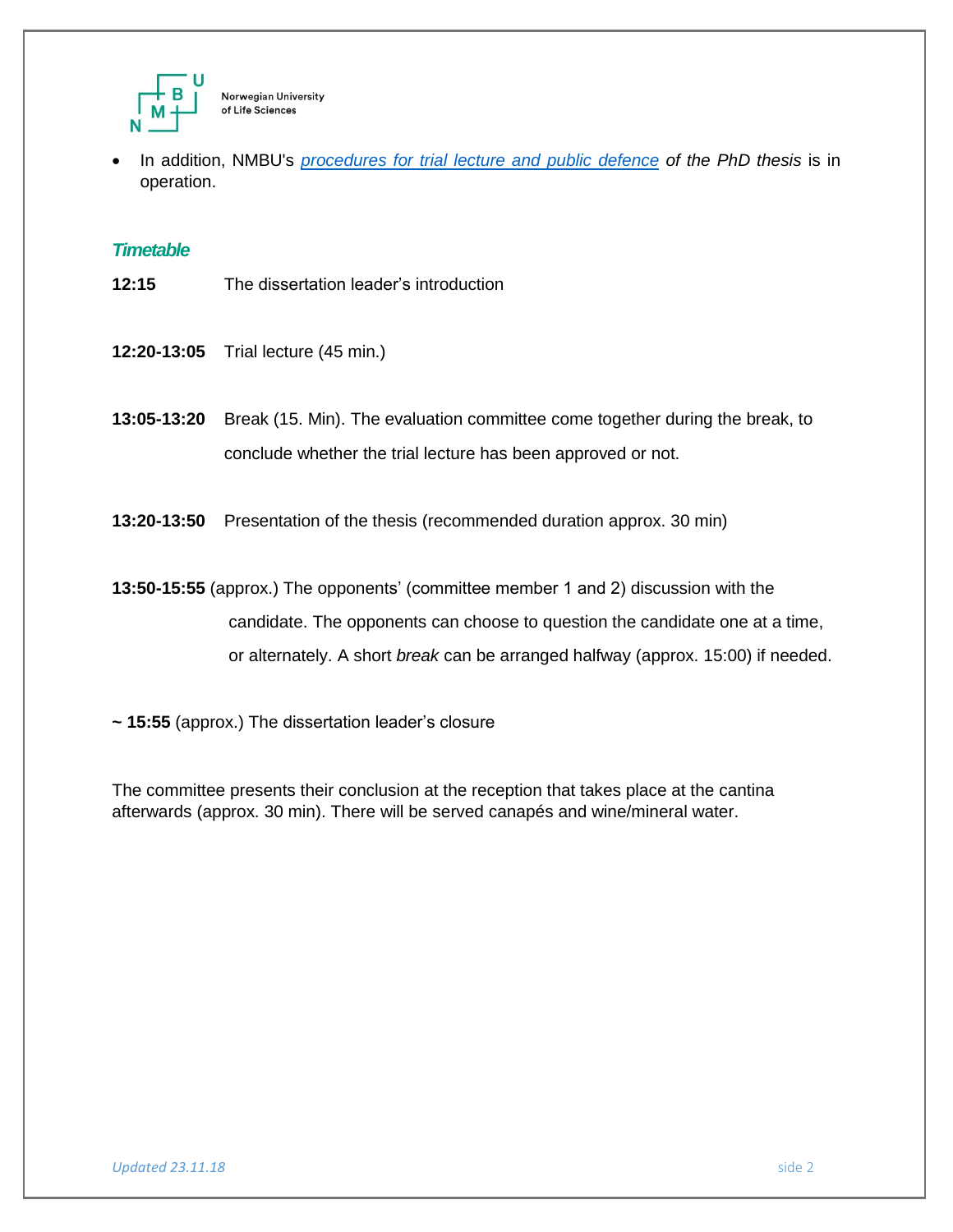- In addition, NMBU's *procedures for trial lecture and public defence of the PhD thesis* is in operation.

### *Timetable*

**12:15** The dissertation leader's introduction

**12:20-13:05** Trial lecture (45 min.)

**13:05-13:20** Break (15. Min). The evaluation committee come together during the break, to conclude whether the trial lecture has been approved or not.

**13:20-13:50** Presentation of the thesis (recommended duration approx. 30 min)

**13:50-15:55** (approx.) The opponents' (committee member 1 and 2) discussion with the candidate. The opponents can choose to question the candidate one at a time, or alternately. A short *break* can be arranged halfway (approx. 15:00) if needed.

**~ 15:55** (approx.) The dissertation leader's closure

The committee presents their conclusion at the reception that takes place at the cantina afterwards (approx. 30 min). There will be served canapés and wine/mineral water.

*Updated 23.11.18*